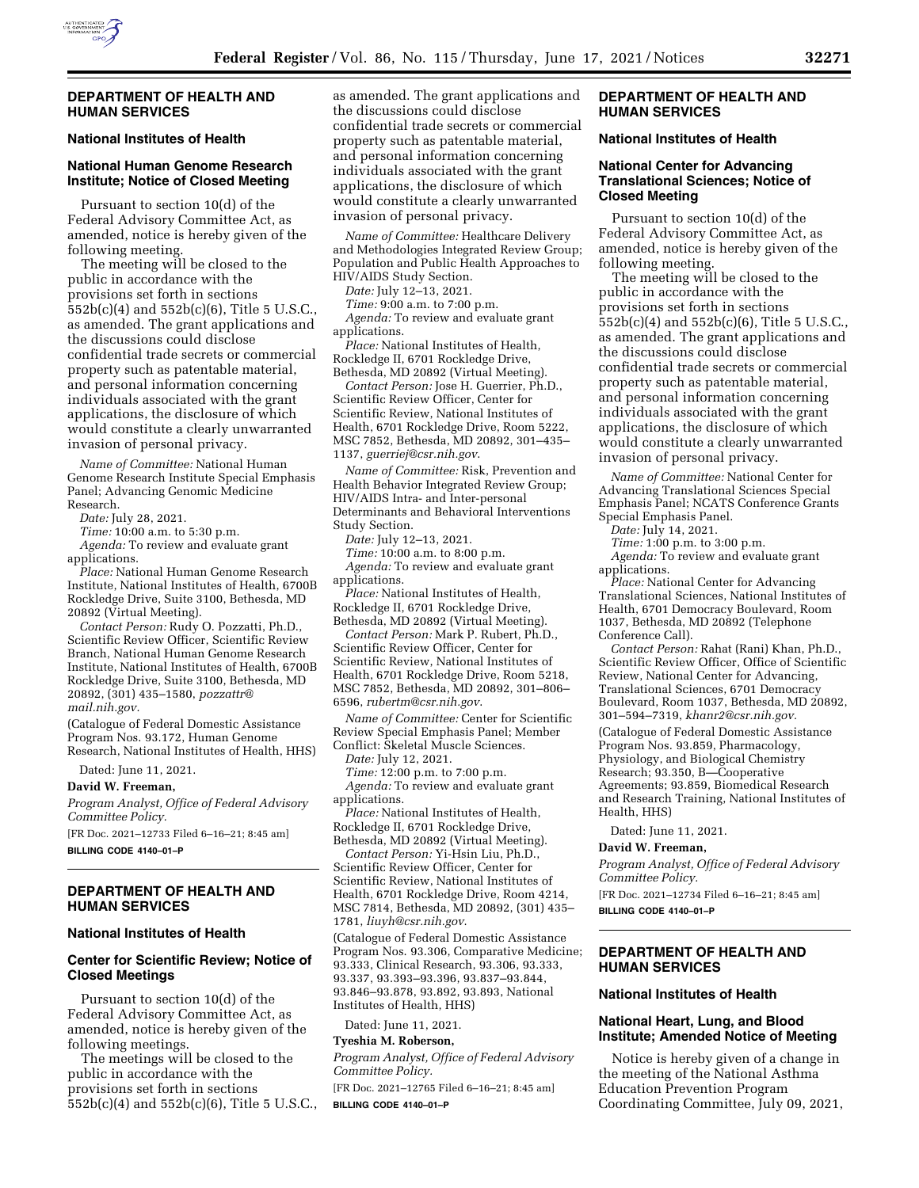## DEPARTMENT OF HEALTH AND HUMAN SERVICES

### National Institutes of Health

### National Human Genome Research Institute; Notice of Closed Meeting

Pursuant to section 10(d) of the Federal Advisory Committee Act, as amended, notice is hereby given of the following meeting.

The meeting will be closed to the public in accordance with the provisions set forth in sections 552b(c)(4) and 552b(c)(6), Title 5 U.S.C., as amended. The grant applications and the discussions could disclose confidential trade secrets or commercial property such as patentable material, and personal information concerning individuals associated with the grant applications, the disclosure of which would constitute a clearly unwarranted invasion of personal privacy.

*Name of Committee:* National Human Genome Research Institute Special Emphasis Panel; Advancing Genomic Medicine Research.

*Date:* July 28, 2021.

*Time:* 10:00 a.m. to 5:30 p.m.

*Agenda:* To review and evaluate grant applications.

*Place:* National Human Genome Research Institute, National Institutes of Health, 6700B Rockledge Drive, Suite 3100, Bethesda, MD 20892 (Virtual Meeting).

*Contact Person:* Rudy O. Pozzatti, Ph.D., Scientific Review Officer, Scientific Review Branch, National Human Genome Research Institute, National Institutes of Health, 6700B Rockledge Drive, Suite 3100, Bethesda, MD 20892, (301) 435–1580, *pozzattr@mail.nih.gov.*

(Catalogue of Federal Domestic Assistance Program Nos. 93.172, Human Genome Research, National Institutes of Health, HHS)

Dated: June 11, 2021.

**David W. Freeman,**

*Program Analyst, Office of Federal Advisory Committee Policy.*

[FR Doc. 2021–12733 Filed 6–16–21; 8:45 am]

**BILLING CODE 4140–01–P**

## DEPARTMENT OF HEALTH AND HUMAN SERVICES

### National Institutes of Health

### Center for Scientific Review; Notice of Closed Meetings

Pursuant to section 10(d) of the Federal Advisory Committee Act, as amended, notice is hereby given of the following meetings.

The meetings will be closed to the public in accordance with the provisions set forth in sections 552b(c)(4) and 552b(c)(6), Title 5 U.S.C., as amended. The grant applications and the discussions could disclose confidential trade secrets or commercial property such as patentable material, and personal information concerning individuals associated with the grant applications, the disclosure of which would constitute a clearly unwarranted invasion of personal privacy.

*Name of Committee:* Healthcare Delivery and Methodologies Integrated Review Group; Population and Public Health Approaches to HIV/AIDS Study Section.

*Date:* July 12–13, 2021.

*Time:* 9:00 a.m. to 7:00 p.m.

*Agenda:* To review and evaluate grant applications.

*Place:* National Institutes of Health, Rockledge II, 6701 Rockledge Drive, Bethesda, MD 20892 (Virtual Meeting).

*Contact Person:* Jose H. Guerrier, Ph.D., Scientific Review Officer, Center for Scientific Review, National Institutes of Health, 6701 Rockledge Drive, Room 5222, MSC 7852, Bethesda, MD 20892, 301–435–1137, *guerriej@csr.nih.gov*.

*Name of Committee:* Risk, Prevention and Health Behavior Integrated Review Group; HIV/AIDS Intra- and Inter-personal Determinants and Behavioral Interventions Study Section.

*Date:* July 12–13, 2021.

*Time:* 10:00 a.m. to 8:00 p.m.

*Agenda:* To review and evaluate grant applications.

*Place:* National Institutes of Health, Rockledge II, 6701 Rockledge Drive, Bethesda, MD 20892 (Virtual Meeting).

*Contact Person:* Mark P. Rubert, Ph.D., Scientific Review Officer, Center for Scientific Review, National Institutes of Health, 6701 Rockledge Drive, Room 5218, MSC 7852, Bethesda, MD 20892, 301–806–6596, *rubertm@csr.nih.gov*.

*Name of Committee:* Center for Scientific Review Special Emphasis Panel; Member Conflict: Skeletal Muscle Sciences.

*Date:* July 12, 2021.

*Time:* 12:00 p.m. to 7:00 p.m.

*Agenda:* To review and evaluate grant applications.

*Place:* National Institutes of Health, Rockledge II, 6701 Rockledge Drive, Bethesda, MD 20892 (Virtual Meeting).

*Contact Person:* Yi-Hsin Liu, Ph.D., Scientific Review Officer, Center for Scientific Review, National Institutes of Health, 6701 Rockledge Drive, Room 4214, MSC 7814, Bethesda, MD 20892, (301) 435–1781, *liuyh@csr.nih.gov*.

(Catalogue of Federal Domestic Assistance Program Nos. 93.306, Comparative Medicine; 93.333, Clinical Research, 93.306, 93.333, 93.337, 93.393–93.396, 93.837–93.844, 93.846–93.878, 93.892, 93.893, National Institutes of Health, HHS)

Dated: June 11, 2021.

**Tyeshia M. Roberson,**

*Program Analyst, Office of Federal Advisory Committee Policy.*

[FR Doc. 2021–12765 Filed 6–16–21; 8:45 am]

**BILLING CODE 4140–01–P**

## DEPARTMENT OF HEALTH AND HUMAN SERVICES

### National Institutes of Health

### National Center for Advancing Translational Sciences; Notice of Closed Meeting

Pursuant to section 10(d) of the Federal Advisory Committee Act, as amended, notice is hereby given of the following meeting.

The meeting will be closed to the public in accordance with the provisions set forth in sections 552b(c)(4) and 552b(c)(6), Title 5 U.S.C., as amended. The grant applications and the discussions could disclose confidential trade secrets or commercial property such as patentable material, and personal information concerning individuals associated with the grant applications, the disclosure of which would constitute a clearly unwarranted invasion of personal privacy.

*Name of Committee:* National Center for Advancing Translational Sciences Special Emphasis Panel; NCATS Conference Grants Special Emphasis Panel.

*Date:* July 14, 2021.

*Time:* 1:00 p.m. to 3:00 p.m.

*Agenda:* To review and evaluate grant applications.

*Place:* National Center for Advancing Translational Sciences, National Institutes of Health, 6701 Democracy Boulevard, Room 1037, Bethesda, MD 20892 (Telephone Conference Call).

*Contact Person:* Rahat (Rani) Khan, Ph.D., Scientific Review Officer, Office of Scientific Review, National Center for Advancing, Translational Sciences, 6701 Democracy Boulevard, Room 1037, Bethesda, MD 20892, 301–594–7319, *khanr2@csr.nih.gov.*

(Catalogue of Federal Domestic Assistance Program Nos. 93.859, Pharmacology, Physiology, and Biological Chemistry Research; 93.350, B—Cooperative Agreements; 93.859, Biomedical Research and Research Training, National Institutes of Health, HHS)

Dated: June 11, 2021.

**David W. Freeman,**

*Program Analyst, Office of Federal Advisory Committee Policy.*

[FR Doc. 2021–12734 Filed 6–16–21; 8:45 am]

**BILLING CODE 4140–01–P**

## DEPARTMENT OF HEALTH AND HUMAN SERVICES

### National Institutes of Health

### National Heart, Lung, and Blood Institute; Amended Notice of Meeting

Notice is hereby given of a change in the meeting of the National Asthma Education Prevention Program Coordinating Committee, July 09, 2021,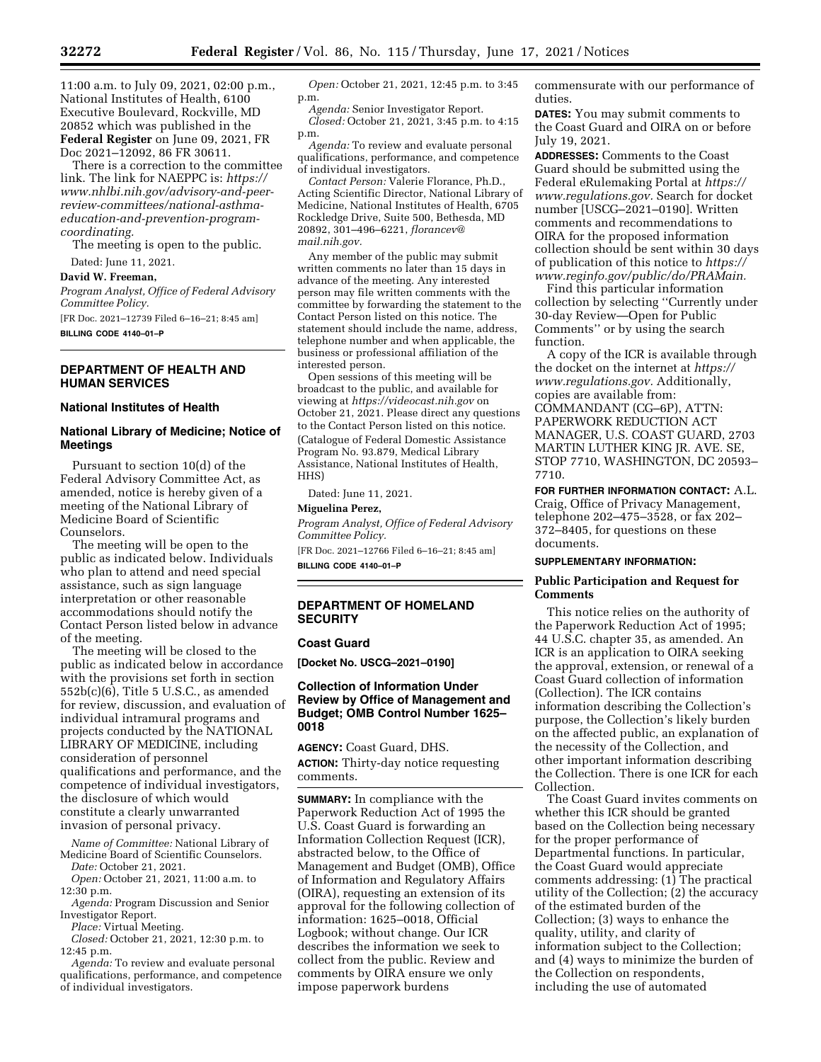11:00 a.m. to July 09, 2021, 02:00 p.m., National Institutes of Health, 6100 Executive Boulevard, Rockville, MD 20852 which was published in the **Federal Register** on June 09, 2021, FR Doc 2021–12092, 86 FR 30611.

There is a correction to the committee link. The link for NAEPPC is: *https://www.nhlbi.nih.gov/advisory-and-peer-review-committees/national-asthma-education-and-prevention-program-coordinating*.

The meeting is open to the public.

Dated: June 11, 2021.

**David W. Freeman,**

*Program Analyst, Office of Federal Advisory Committee Policy.*

[FR Doc. 2021–12739 Filed 6–16–21; 8:45 am]

**BILLING CODE 4140–01–P**

## DEPARTMENT OF HEALTH AND HUMAN SERVICES

### National Institutes of Health

### National Library of Medicine; Notice of Meetings

Pursuant to section 10(d) of the Federal Advisory Committee Act, as amended, notice is hereby given of a meeting of the National Library of Medicine Board of Scientific Counselors.

The meeting will be open to the public as indicated below. Individuals who plan to attend and need special assistance, such as sign language interpretation or other reasonable accommodations should notify the Contact Person listed below in advance of the meeting.

The meeting will be closed to the public as indicated below in accordance with the provisions set forth in section 552b(c)(6), Title 5 U.S.C., as amended for review, discussion, and evaluation of individual intramural programs and projects conducted by the NATIONAL LIBRARY OF MEDICINE, including consideration of personnel qualifications and performance, and the competence of individual investigators, the disclosure of which would constitute a clearly unwarranted invasion of personal privacy.

*Name of Committee:* National Library of Medicine Board of Scientific Counselors.

*Date:* October 21, 2021.

*Open:* October 21, 2021, 11:00 a.m. to 12:30 p.m.

*Agenda:* Program Discussion and Senior Investigator Report.

*Place:* Virtual Meeting.

*Closed:* October 21, 2021, 12:30 p.m. to 12:45 p.m.

*Agenda:* To review and evaluate personal qualifications, performance, and competence of individual investigators.

*Open:* October 21, 2021, 12:45 p.m. to 3:45 p.m.

*Agenda:* Senior Investigator Report.

*Closed:* October 21, 2021, 3:45 p.m. to 4:15 p.m.

*Agenda:* To review and evaluate personal qualifications, performance, and competence of individual investigators.

*Contact Person:* Valerie Florance, Ph.D., Acting Scientific Director, National Library of Medicine, National Institutes of Health, 6705 Rockledge Drive, Suite 500, Bethesda, MD 20892, 301–496–6221, *florancev@mail.nih.gov*.

Any member of the public may submit written comments no later than 15 days in advance of the meeting. Any interested person may file written comments with the committee by forwarding the statement to the Contact Person listed on this notice. The statement should include the name, address, telephone number and when applicable, the business or professional affiliation of the interested person.

Open sessions of this meeting will be broadcast to the public, and available for viewing at *https://videocast.nih.gov* on October 21, 2021. Please direct any questions to the Contact Person listed on this notice.

(Catalogue of Federal Domestic Assistance Program No. 93.879, Medical Library Assistance, National Institutes of Health, HHS)

Dated: June 11, 2021.

**Miguelina Perez,**

*Program Analyst, Office of Federal Advisory Committee Policy.*

[FR Doc. 2021–12766 Filed 6–16–21; 8:45 am]

**BILLING CODE 4140–01–P**

## DEPARTMENT OF HOMELAND SECURITY

### Coast Guard

**[Docket No. USCG–2021–0190]**

### Collection of Information Under Review by Office of Management and Budget; OMB Control Number 1625–0018

**AGENCY:** Coast Guard, DHS.

**ACTION:** Thirty-day notice requesting comments.

**SUMMARY:** In compliance with the Paperwork Reduction Act of 1995 the U.S. Coast Guard is forwarding an Information Collection Request (ICR), abstracted below, to the Office of Management and Budget (OMB), Office of Information and Regulatory Affairs (OIRA), requesting an extension of its approval for the following collection of information: 1625–0018, Official Logbook; without change. Our ICR describes the information we seek to collect from the public. Review and comments by OIRA ensure we only impose paperwork burdens commensurate with our performance of duties.

**DATES:** You may submit comments to the Coast Guard and OIRA on or before July 19, 2021.

**ADDRESSES:** Comments to the Coast Guard should be submitted using the Federal eRulemaking Portal at *https://www.regulations.gov*. Search for docket number [USCG–2021–0190]. Written comments and recommendations to OIRA for the proposed information collection should be sent within 30 days of publication of this notice to *https://www.reginfo.gov/public/do/PRAMain*.

Find this particular information collection by selecting ''Currently under 30-day Review—Open for Public Comments'' or by using the search function.

A copy of the ICR is available through the docket on the internet at *https://www.regulations.gov*. Additionally, copies are available from: COMMANDANT (CG–6P), ATTN: PAPERWORK REDUCTION ACT MANAGER, U.S. COAST GUARD, 2703 MARTIN LUTHER KING JR. AVE. SE, STOP 7710, WASHINGTON, DC 20593–7710.

**FOR FURTHER INFORMATION CONTACT:** A.L. Craig, Office of Privacy Management, telephone 202–475–3528, or fax 202–372–8405, for questions on these documents.

**SUPPLEMENTARY INFORMATION:**

### Public Participation and Request for Comments

This notice relies on the authority of the Paperwork Reduction Act of 1995; 44 U.S.C. chapter 35, as amended. An ICR is an application to OIRA seeking the approval, extension, or renewal of a Coast Guard collection of information (Collection). The ICR contains information describing the Collection's purpose, the Collection's likely burden on the affected public, an explanation of the necessity of the Collection, and other important information describing the Collection. There is one ICR for each Collection.

The Coast Guard invites comments on whether this ICR should be granted based on the Collection being necessary for the proper performance of Departmental functions. In particular, the Coast Guard would appreciate comments addressing: (1) The practical utility of the Collection; (2) the accuracy of the estimated burden of the Collection; (3) ways to enhance the quality, utility, and clarity of information subject to the Collection; and (4) ways to minimize the burden of the Collection on respondents, including the use of automated